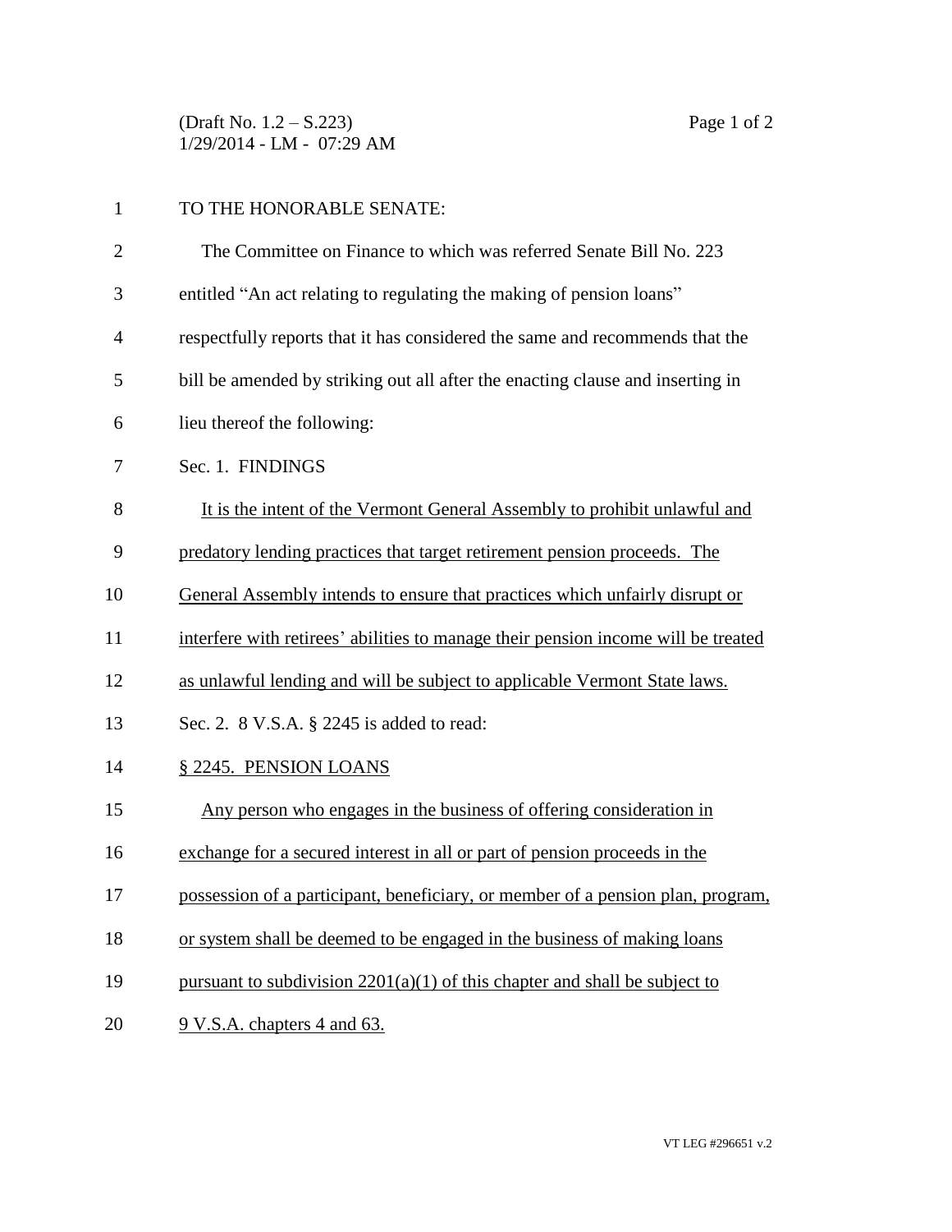TO THE HONORABLE SENATE:

The Committee on Finance to which was referred Senate Bill No. 223 entitled "An act relating to regulating the making of pension loans" respectfully reports that it has considered the same and recommends that the bill be amended by striking out all after the enacting clause and inserting in lieu thereof the following:

Sec. 1. FINDINGS

It is the intent of the Vermont General Assembly to prohibit unlawful and predatory lending practices that target retirement pension proceeds. The General Assembly intends to ensure that practices which unfairly disrupt or interfere with retirees' abilities to manage their pension income will be treated as unlawful lending and will be subject to applicable Vermont State laws.

Sec. 2. 8 V.S.A. § 2245 is added to read:

§ 2245. PENSION LOANS

Any person who engages in the business of offering consideration in exchange for a secured interest in all or part of pension proceeds in the possession of a participant, beneficiary, or member of a pension plan, program, or system shall be deemed to be engaged in the business of making loans pursuant to subdivision 2201(a)(1) of this chapter and shall be subject to 9 V.S.A. chapters 4 and 63.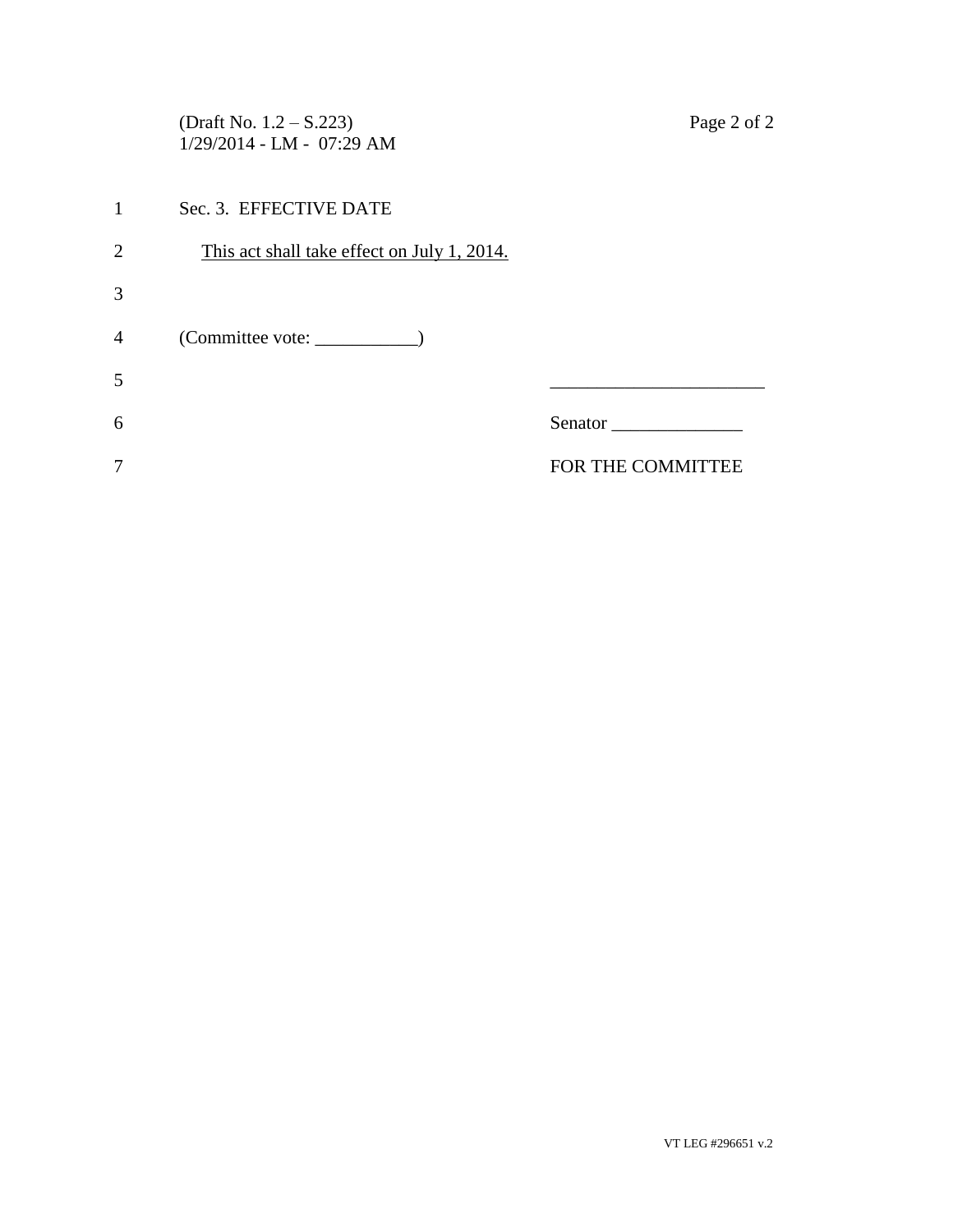Sec. 3. EFFECTIVE DATE

This act shall take effect on July 1, 2014.

(Committee vote: ___________)

_______________________

Senator ______________

FOR THE COMMITTEE